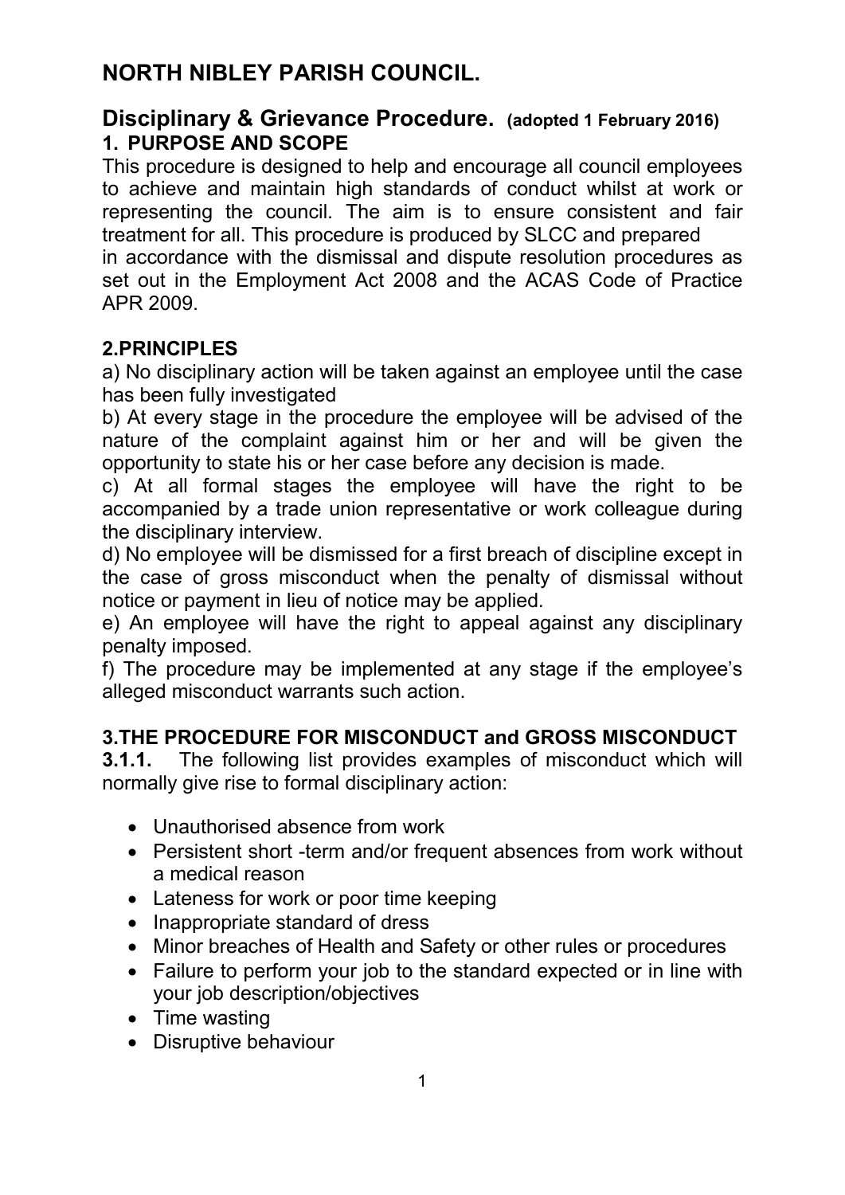# NORTH NIBLEY PARISH COUNCIL.

## Disciplinary & Grievance Procedure. (adopted 1 February 2016)

### 1. PURPOSE AND SCOPE

This procedure is designed to help and encourage all council employees to achieve and maintain high standards of conduct whilst at work or representing the council. The aim is to ensure consistent and fair treatment for all. This procedure is produced by SLCC and prepared in accordance with the dismissal and dispute resolution procedures as set out in the Employment Act 2008 and the ACAS Code of Practice APR 2009.

### 2.PRINCIPLES

a) No disciplinary action will be taken against an employee until the case has been fully investigated

b) At every stage in the procedure the employee will be advised of the nature of the complaint against him or her and will be given the opportunity to state his or her case before any decision is made.

c) At all formal stages the employee will have the right to be accompanied by a trade union representative or work colleague during the disciplinary interview.

d) No employee will be dismissed for a first breach of discipline except in the case of gross misconduct when the penalty of dismissal without notice or payment in lieu of notice may be applied.

e) An employee will have the right to appeal against any disciplinary penalty imposed.

f) The procedure may be implemented at any stage if the employee's alleged misconduct warrants such action.

### 3.THE PROCEDURE FOR MISCONDUCT and GROSS MISCONDUCT

**3.1.1.** The following list provides examples of misconduct which will normally give rise to formal disciplinary action:

- Unauthorised absence from work
- Persistent short -term and/or frequent absences from work without a medical reason
- Lateness for work or poor time keeping
- Inappropriate standard of dress
- Minor breaches of Health and Safety or other rules or procedures
- Failure to perform your job to the standard expected or in line with your job description/objectives
- Time wasting
- Disruptive behaviour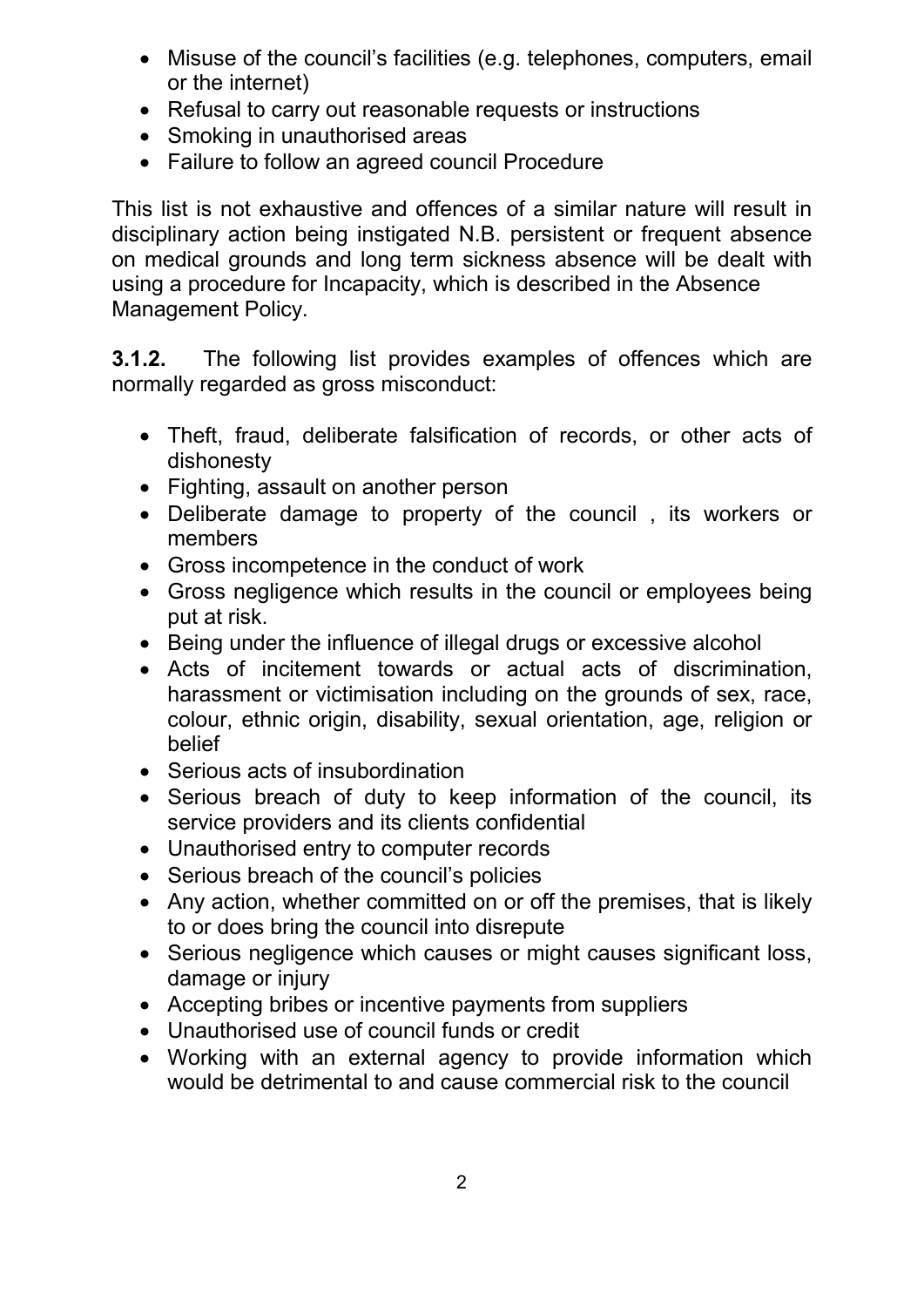- Misuse of the council's facilities (e.g. telephones, computers, email or the internet)
- Refusal to carry out reasonable requests or instructions
- Smoking in unauthorised areas
- Failure to follow an agreed council Procedure

This list is not exhaustive and offences of a similar nature will result in disciplinary action being instigated N.B. persistent or frequent absence on medical grounds and long term sickness absence will be dealt with using a procedure for Incapacity, which is described in the Absence Management Policy.

**3.1.2.** The following list provides examples of offences which are normally regarded as gross misconduct:

- Theft, fraud, deliberate falsification of records, or other acts of dishonesty
- Fighting, assault on another person
- Deliberate damage to property of the council , its workers or members
- Gross incompetence in the conduct of work
- Gross negligence which results in the council or employees being put at risk.
- Being under the influence of illegal drugs or excessive alcohol
- Acts of incitement towards or actual acts of discrimination, harassment or victimisation including on the grounds of sex, race, colour, ethnic origin, disability, sexual orientation, age, religion or belief
- Serious acts of insubordination
- Serious breach of duty to keep information of the council, its service providers and its clients confidential
- Unauthorised entry to computer records
- Serious breach of the council's policies
- Any action, whether committed on or off the premises, that is likely to or does bring the council into disrepute
- Serious negligence which causes or might causes significant loss, damage or injury
- Accepting bribes or incentive payments from suppliers
- Unauthorised use of council funds or credit
- Working with an external agency to provide information which would be detrimental to and cause commercial risk to the council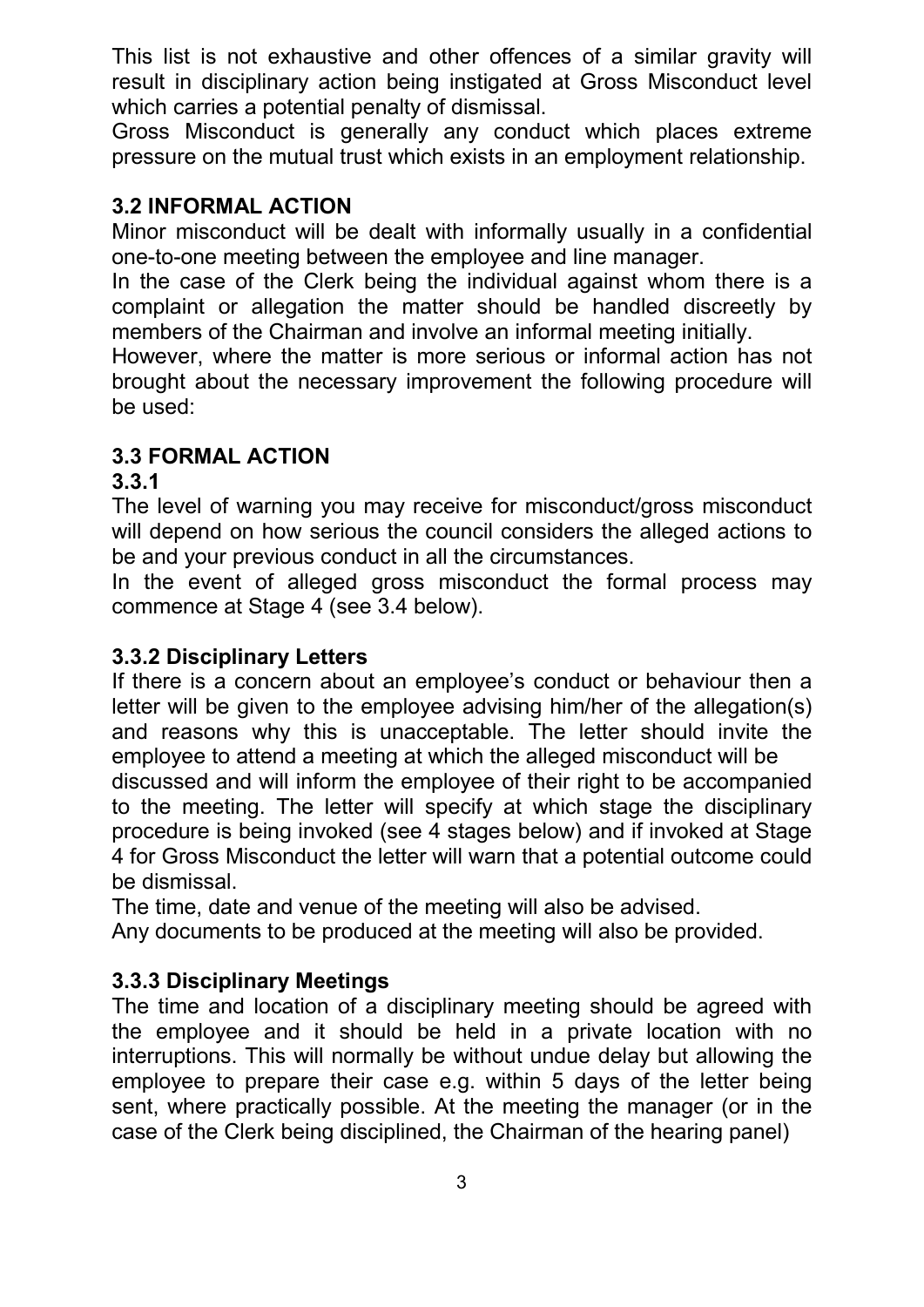This list is not exhaustive and other offences of a similar gravity will result in disciplinary action being instigated at Gross Misconduct level which carries a potential penalty of dismissal.

Gross Misconduct is generally any conduct which places extreme pressure on the mutual trust which exists in an employment relationship.

### 3.2 INFORMAL ACTION

Minor misconduct will be dealt with informally usually in a confidential one-to-one meeting between the employee and line manager.

In the case of the Clerk being the individual against whom there is a complaint or allegation the matter should be handled discreetly by members of the Chairman and involve an informal meeting initially.

However, where the matter is more serious or informal action has not brought about the necessary improvement the following procedure will be used:

### 3.3 FORMAL ACTION

**3.3.1**

The level of warning you may receive for misconduct/gross misconduct will depend on how serious the council considers the alleged actions to be and your previous conduct in all the circumstances.

In the event of alleged gross misconduct the formal process may commence at Stage 4 (see 3.4 below).

#### 3.3.2 Disciplinary Letters

If there is a concern about an employee's conduct or behaviour then a letter will be given to the employee advising him/her of the allegation(s) and reasons why this is unacceptable. The letter should invite the employee to attend a meeting at which the alleged misconduct will be discussed and will inform the employee of their right to be accompanied to the meeting. The letter will specify at which stage the disciplinary procedure is being invoked (see 4 stages below) and if invoked at Stage 4 for Gross Misconduct the letter will warn that a potential outcome could be dismissal.

The time, date and venue of the meeting will also be advised.

Any documents to be produced at the meeting will also be provided.

#### 3.3.3 Disciplinary Meetings

The time and location of a disciplinary meeting should be agreed with the employee and it should be held in a private location with no interruptions. This will normally be without undue delay but allowing the employee to prepare their case e.g. within 5 days of the letter being sent, where practically possible. At the meeting the manager (or in the case of the Clerk being disciplined, the Chairman of the hearing panel)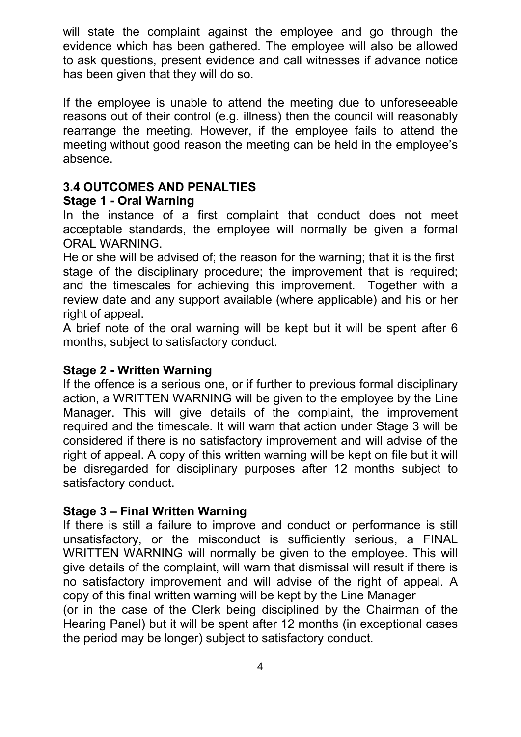will state the complaint against the employee and go through the evidence which has been gathered. The employee will also be allowed to ask questions, present evidence and call witnesses if advance notice has been given that they will do so.

If the employee is unable to attend the meeting due to unforeseeable reasons out of their control (e.g. illness) then the council will reasonably rearrange the meeting. However, if the employee fails to attend the meeting without good reason the meeting can be held in the employee's absence.

### 3.4 OUTCOMES AND PENALTIES

**Stage 1 - Oral Warning**

In the instance of a first complaint that conduct does not meet acceptable standards, the employee will normally be given a formal ORAL WARNING.

He or she will be advised of; the reason for the warning; that it is the first stage of the disciplinary procedure; the improvement that is required; and the timescales for achieving this improvement. Together with a review date and any support available (where applicable) and his or her right of appeal.

A brief note of the oral warning will be kept but it will be spent after 6 months, subject to satisfactory conduct.

**Stage 2 - Written Warning**

If the offence is a serious one, or if further to previous formal disciplinary action, a WRITTEN WARNING will be given to the employee by the Line Manager. This will give details of the complaint, the improvement required and the timescale. It will warn that action under Stage 3 will be considered if there is no satisfactory improvement and will advise of the right of appeal. A copy of this written warning will be kept on file but it will be disregarded for disciplinary purposes after 12 months subject to satisfactory conduct.

**Stage 3 – Final Written Warning**

If there is still a failure to improve and conduct or performance is still unsatisfactory, or the misconduct is sufficiently serious, a FINAL WRITTEN WARNING will normally be given to the employee. This will give details of the complaint, will warn that dismissal will result if there is no satisfactory improvement and will advise of the right of appeal. A copy of this final written warning will be kept by the Line Manager (or in the case of the Clerk being disciplined by the Chairman of the Hearing Panel) but it will be spent after 12 months (in exceptional cases the period may be longer) subject to satisfactory conduct.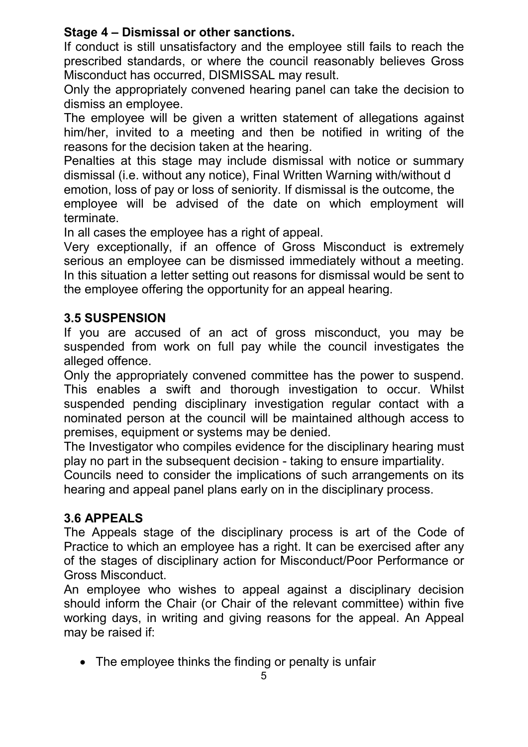**Stage 4 – Dismissal or other sanctions.**

If conduct is still unsatisfactory and the employee still fails to reach the prescribed standards, or where the council reasonably believes Gross Misconduct has occurred, DISMISSAL may result.

Only the appropriately convened hearing panel can take the decision to dismiss an employee.

The employee will be given a written statement of allegations against him/her, invited to a meeting and then be notified in writing of the reasons for the decision taken at the hearing.

Penalties at this stage may include dismissal with notice or summary dismissal (i.e. without any notice), Final Written Warning with/without d emotion, loss of pay or loss of seniority. If dismissal is the outcome, the employee will be advised of the date on which employment will terminate.

In all cases the employee has a right of appeal.

Very exceptionally, if an offence of Gross Misconduct is extremely serious an employee can be dismissed immediately without a meeting. In this situation a letter setting out reasons for dismissal would be sent to the employee offering the opportunity for an appeal hearing.

## 3.5 SUSPENSION

If you are accused of an act of gross misconduct, you may be suspended from work on full pay while the council investigates the alleged offence.

Only the appropriately convened committee has the power to suspend. This enables a swift and thorough investigation to occur. Whilst suspended pending disciplinary investigation regular contact with a nominated person at the council will be maintained although access to premises, equipment or systems may be denied.

The Investigator who compiles evidence for the disciplinary hearing must play no part in the subsequent decision - taking to ensure impartiality.

Councils need to consider the implications of such arrangements on its hearing and appeal panel plans early on in the disciplinary process.

## 3.6 APPEALS

The Appeals stage of the disciplinary process is art of the Code of Practice to which an employee has a right. It can be exercised after any of the stages of disciplinary action for Misconduct/Poor Performance or Gross Misconduct.

An employee who wishes to appeal against a disciplinary decision should inform the Chair (or Chair of the relevant committee) within five working days, in writing and giving reasons for the appeal. An Appeal may be raised if:

- The employee thinks the finding or penalty is unfair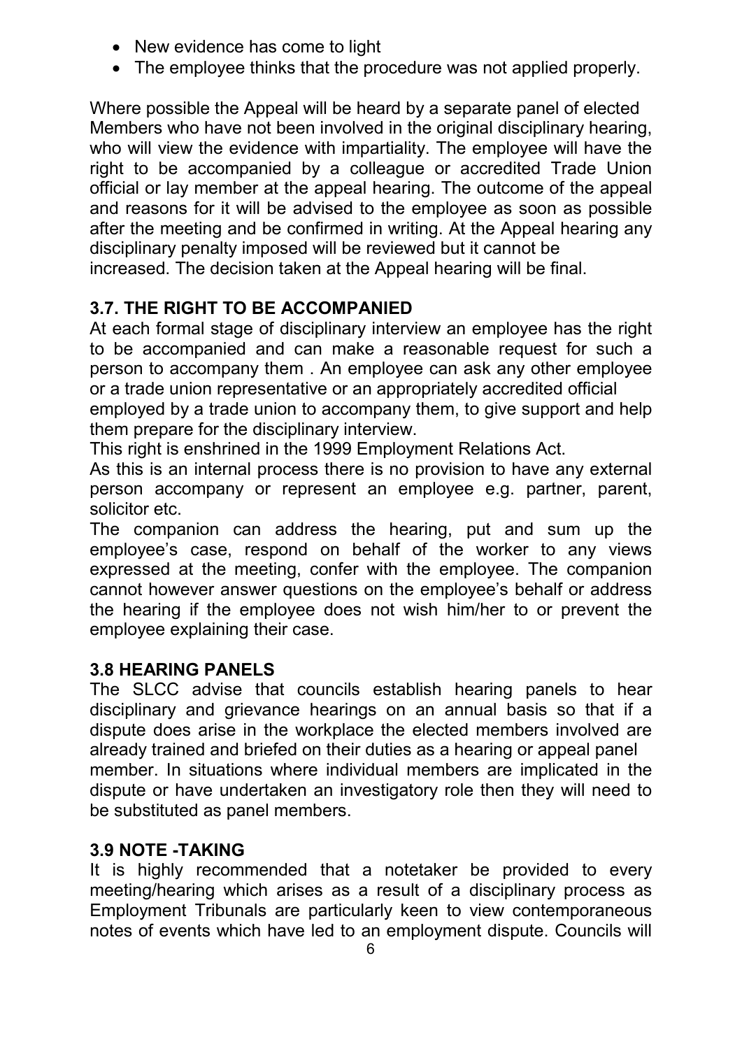- New evidence has come to light
- The employee thinks that the procedure was not applied properly.

Where possible the Appeal will be heard by a separate panel of elected Members who have not been involved in the original disciplinary hearing, who will view the evidence with impartiality. The employee will have the right to be accompanied by a colleague or accredited Trade Union official or lay member at the appeal hearing. The outcome of the appeal and reasons for it will be advised to the employee as soon as possible after the meeting and be confirmed in writing. At the Appeal hearing any disciplinary penalty imposed will be reviewed but it cannot be increased. The decision taken at the Appeal hearing will be final.

### 3.7. THE RIGHT TO BE ACCOMPANIED

At each formal stage of disciplinary interview an employee has the right to be accompanied and can make a reasonable request for such a person to accompany them . An employee can ask any other employee or a trade union representative or an appropriately accredited official employed by a trade union to accompany them, to give support and help them prepare for the disciplinary interview.

This right is enshrined in the 1999 Employment Relations Act.

As this is an internal process there is no provision to have any external person accompany or represent an employee e.g. partner, parent, solicitor etc.

The companion can address the hearing, put and sum up the employee's case, respond on behalf of the worker to any views expressed at the meeting, confer with the employee. The companion cannot however answer questions on the employee's behalf or address the hearing if the employee does not wish him/her to or prevent the employee explaining their case.

### 3.8 HEARING PANELS

The SLCC advise that councils establish hearing panels to hear disciplinary and grievance hearings on an annual basis so that if a dispute does arise in the workplace the elected members involved are already trained and briefed on their duties as a hearing or appeal panel member. In situations where individual members are implicated in the dispute or have undertaken an investigatory role then they will need to be substituted as panel members.

### 3.9 NOTE -TAKING

It is highly recommended that a notetaker be provided to every meeting/hearing which arises as a result of a disciplinary process as Employment Tribunals are particularly keen to view contemporaneous notes of events which have led to an employment dispute. Councils will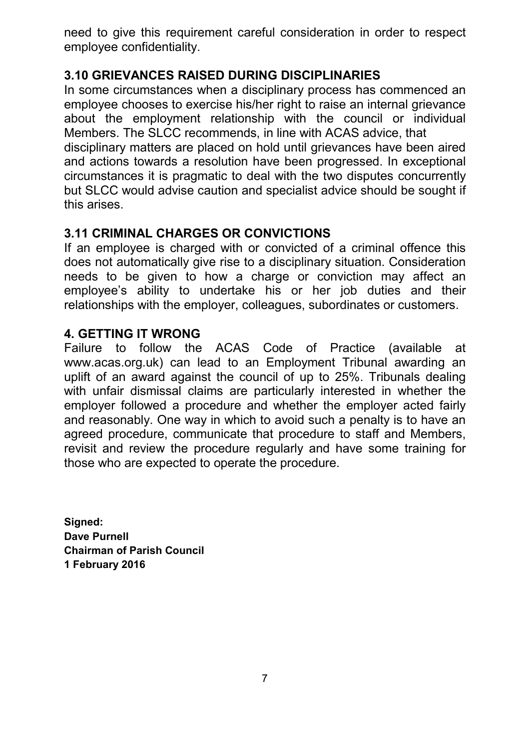need to give this requirement careful consideration in order to respect employee confidentiality.

## 3.10 GRIEVANCES RAISED DURING DISCIPLINARIES

In some circumstances when a disciplinary process has commenced an employee chooses to exercise his/her right to raise an internal grievance about the employment relationship with the council or individual Members. The SLCC recommends, in line with ACAS advice, that disciplinary matters are placed on hold until grievances have been aired and actions towards a resolution have been progressed. In exceptional circumstances it is pragmatic to deal with the two disputes concurrently but SLCC would advise caution and specialist advice should be sought if this arises.

## 3.11 CRIMINAL CHARGES OR CONVICTIONS

If an employee is charged with or convicted of a criminal offence this does not automatically give rise to a disciplinary situation. Consideration needs to be given to how a charge or conviction may affect an employee's ability to undertake his or her job duties and their relationships with the employer, colleagues, subordinates or customers.

# 4. GETTING IT WRONG

Failure to follow the ACAS Code of Practice (available at www.acas.org.uk) can lead to an Employment Tribunal awarding an uplift of an award against the council of up to 25%. Tribunals dealing with unfair dismissal claims are particularly interested in whether the employer followed a procedure and whether the employer acted fairly and reasonably. One way in which to avoid such a penalty is to have an agreed procedure, communicate that procedure to staff and Members, revisit and review the procedure regularly and have some training for those who are expected to operate the procedure.

**Signed:**
**Dave Purnell**
**Chairman of Parish Council**
**1 February 2016**